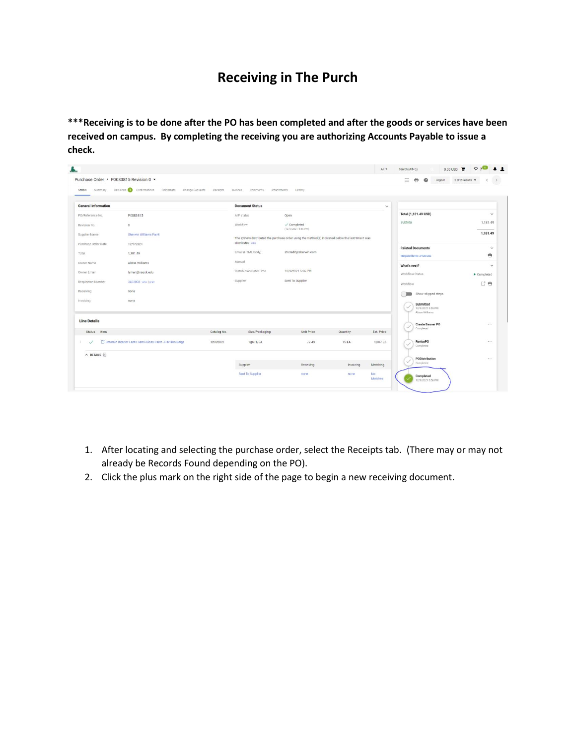# Receiving in The Purch

**\*\*\*Receiving is to be done after the PO has been completed and after the goods or services have been received on campus. By completing the receiving you are authorizing Accounts Payable to issue a check.**

1. After locating and selecting the purchase order, select the Receipts tab. (There may or may not already be Records Found depending on the PO).
2. Click the plus mark on the right side of the page to begin a new receiving document.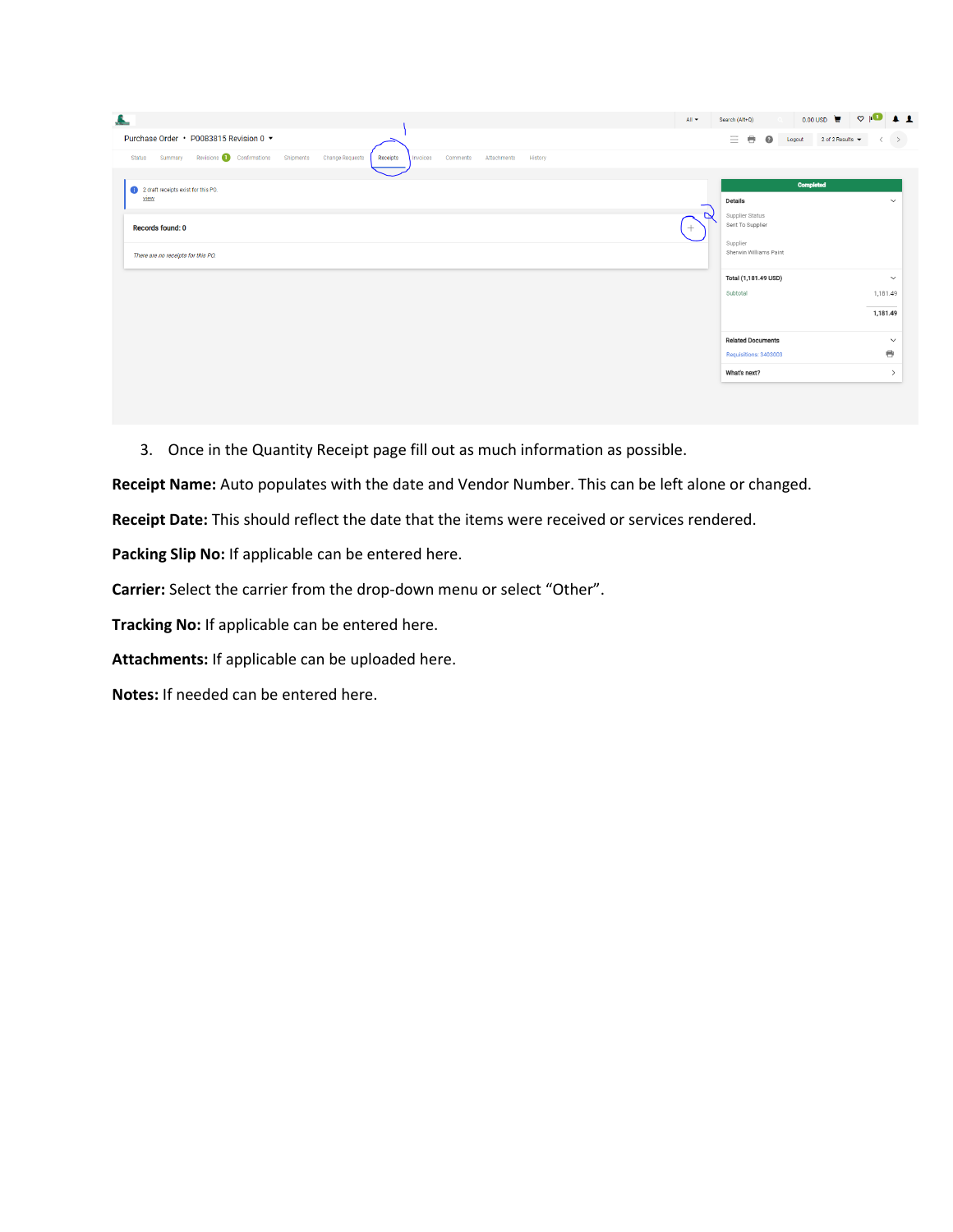3. Once in the Quantity Receipt page fill out as much information as possible.

**Receipt Name:** Auto populates with the date and Vendor Number. This can be left alone or changed.

**Receipt Date:** This should reflect the date that the items were received or services rendered.

**Packing Slip No:** If applicable can be entered here.

**Carrier:** Select the carrier from the drop-down menu or select “Other”.

**Tracking No:** If applicable can be entered here.

**Attachments:** If applicable can be uploaded here.

**Notes:** If needed can be entered here.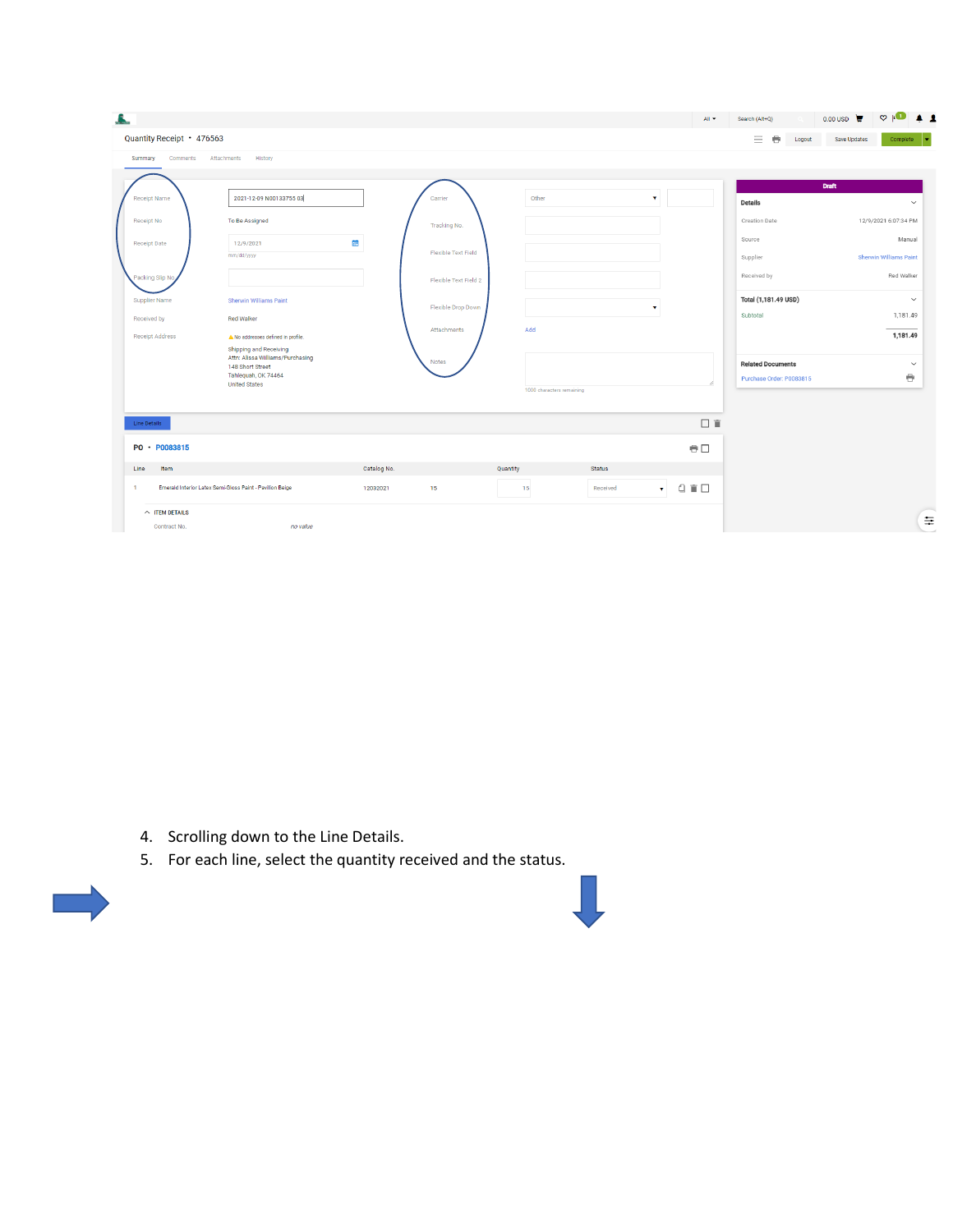Quantity Receipt • 476563

Summary | Comments | Attachments | History

| | |
|---|---|
| Receipt Name | 2021-12-09 N00133755 03 |
| Receipt No | To Be Assigned |
| Receipt Date | 12/9/2021 (mm/dd/yyyy) |
| Packing Slip No | |
| Supplier Name | Sherwin Williams Paint |
| Received by | Red Walker |
| Receipt Address | No addresses defined in profile. Shipping and Receiving, Attn: Alissa Williams/Purchasing, 148 Short Street, Tahlequah, OK 74464, United States |

| | |
|---|---|
| Carrier | Other |
| Tracking No. | |
| Flexible Text Field | |
| Flexible Text Field 2 | |
| Flexible Drop Down | |
| Attachments | Add |
| Notes | 1000 characters remaining |

**Draft**

**Details**

| | |
|---|---|
| Creation Date | 12/9/2021 6:07:34 PM |
| Source | Manual |
| Supplier | Sherwin Williams Paint |
| Received by | Red Walker |

**Total (1,181.49 USD)**

| | |
|---|---|
| Subtotal | 1,181.49 |
| | 1,181.49 |

**Related Documents**

Purchase Order: P0083815

Line Details

**PO • P0083815**

| Line | Item | Catalog No. | | Quantity | Status |
|---|---|---|---|---|---|
| 1 | Emerald Interior Latex Semi-Gloss Paint - Pavilion Beige | 12032021 | 15 | 15 | Received |

ITEM DETAILS

Contract No. *no value*

4. Scrolling down to the Line Details.
5. For each line, select the quantity received and the status.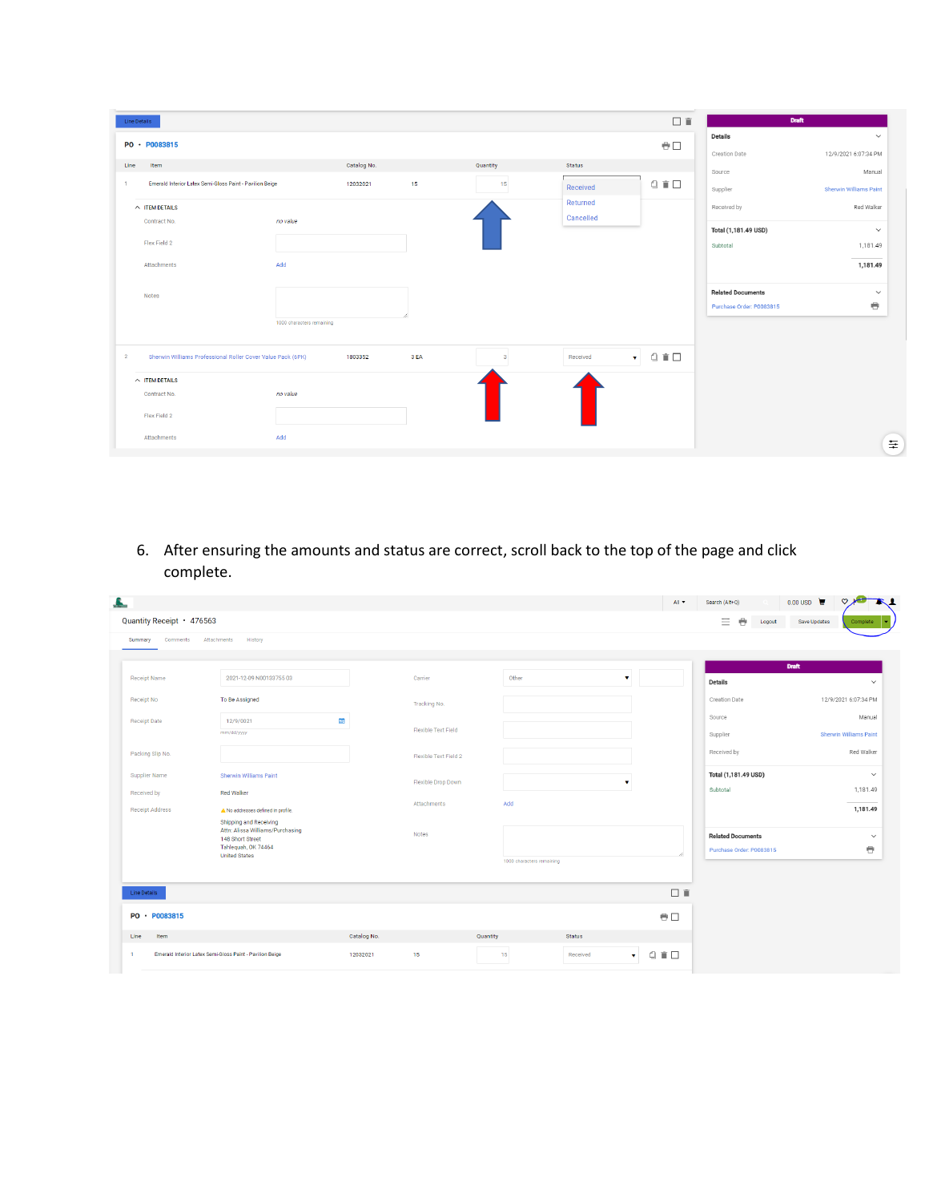6. After ensuring the amounts and status are correct, scroll back to the top of the page and click complete.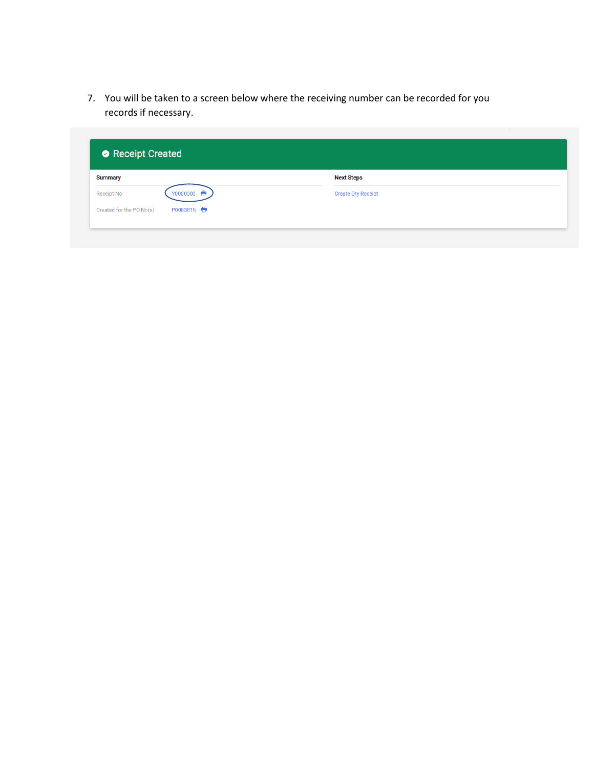7. You will be taken to a screen below where the receiving number can be recorded for you records if necessary.

Receipt Created

**Summary**

Receipt No Y0000003

Created for the PO No(s) P0083815

**Next Steps**

Create Qty Receipt